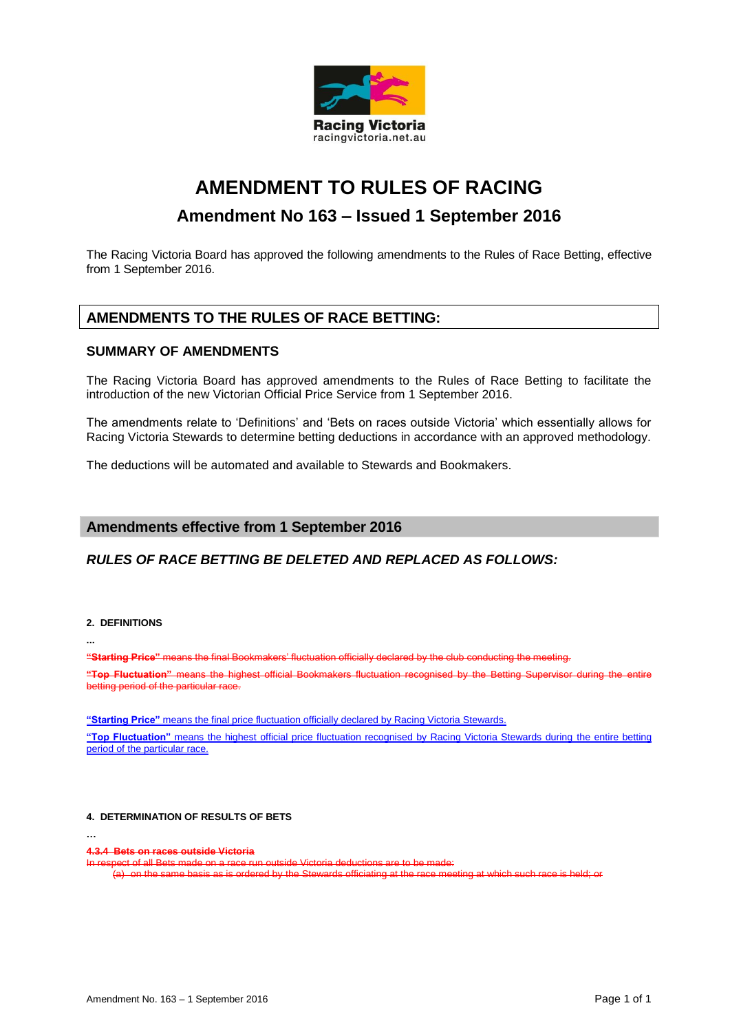Racing Victoria
racingvictoria.net.au

# AMENDMENT TO RULES OF RACING

## Amendment No 163 – Issued 1 September 2016

The Racing Victoria Board has approved the following amendments to the Rules of Race Betting, effective from 1 September 2016.

## AMENDMENTS TO THE RULES OF RACE BETTING:

### SUMMARY OF AMENDMENTS

The Racing Victoria Board has approved amendments to the Rules of Race Betting to facilitate the introduction of the new Victorian Official Price Service from 1 September 2016.

The amendments relate to 'Definitions' and 'Bets on races outside Victoria' which essentially allows for Racing Victoria Stewards to determine betting deductions in accordance with an approved methodology.

The deductions will be automated and available to Stewards and Bookmakers.

## Amendments effective from 1 September 2016

### *RULES OF RACE BETTING BE DELETED AND REPLACED AS FOLLOWS:*

**2. DEFINITIONS**

...

~~**"Starting Price"** means the final Bookmakers' fluctuation officially declared by the club conducting the meeting.~~

~~**"Top Fluctuation"** means the highest official Bookmakers fluctuation recognised by the Betting Supervisor during the entire betting period of the particular race.~~

<u>**"Starting Price"** means the final price fluctuation officially declared by Racing Victoria Stewards.</u>

<u>**"Top Fluctuation"** means the highest official price fluctuation recognised by Racing Victoria Stewards during the entire betting period of the particular race.</u>

**4. DETERMINATION OF RESULTS OF BETS**

...

~~**4.3.4 Bets on races outside Victoria**~~

~~In respect of all Bets made on a race run outside Victoria deductions are to be made:~~

~~(a) on the same basis as is ordered by the Stewards officiating at the race meeting at which such race is held; or~~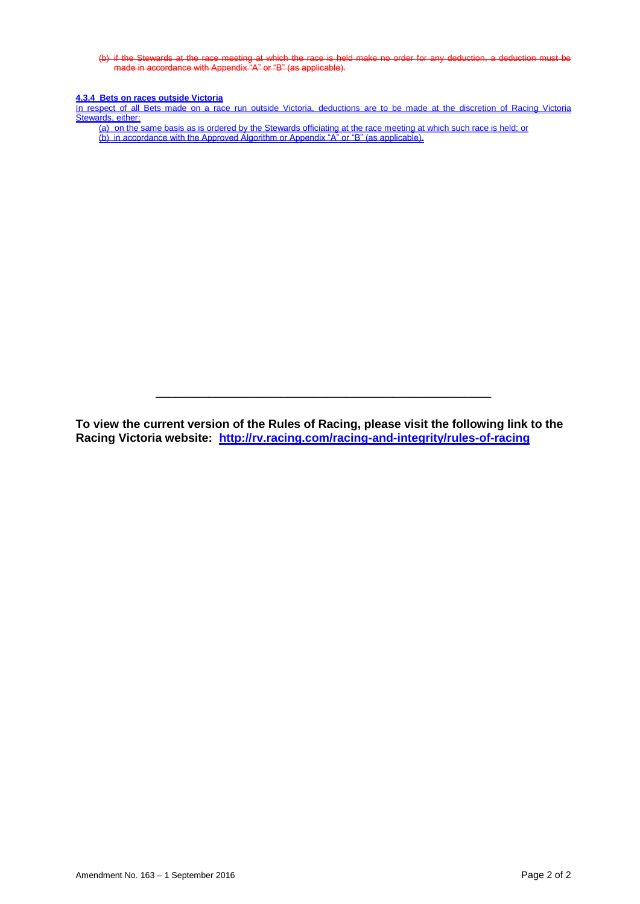~~(b) if the Stewards at the race meeting at which the race is held make no order for any deduction, a deduction must be made in accordance with Appendix "A" or "B" (as applicable).~~

<u>**4.3.4 Bets on races outside Victoria**</u>

<u>In respect of all Bets made on a race run outside Victoria, deductions are to be made at the discretion of Racing Victoria Stewards, either:</u>

<u>(a) on the same basis as is ordered by the Stewards officiating at the race meeting at which such race is held; or</u>

<u>(b) in accordance with the Approved Algorithm or Appendix "A" or "B" (as applicable).</u>

---

**To view the current version of the Rules of Racing, please visit the following link to the Racing Victoria website: [http://rv.racing.com/racing-and-integrity/rules-of-racing](http://rv.racing.com/racing-and-integrity/rules-of-racing)**

Amendment No. 163 – 1 September 2016